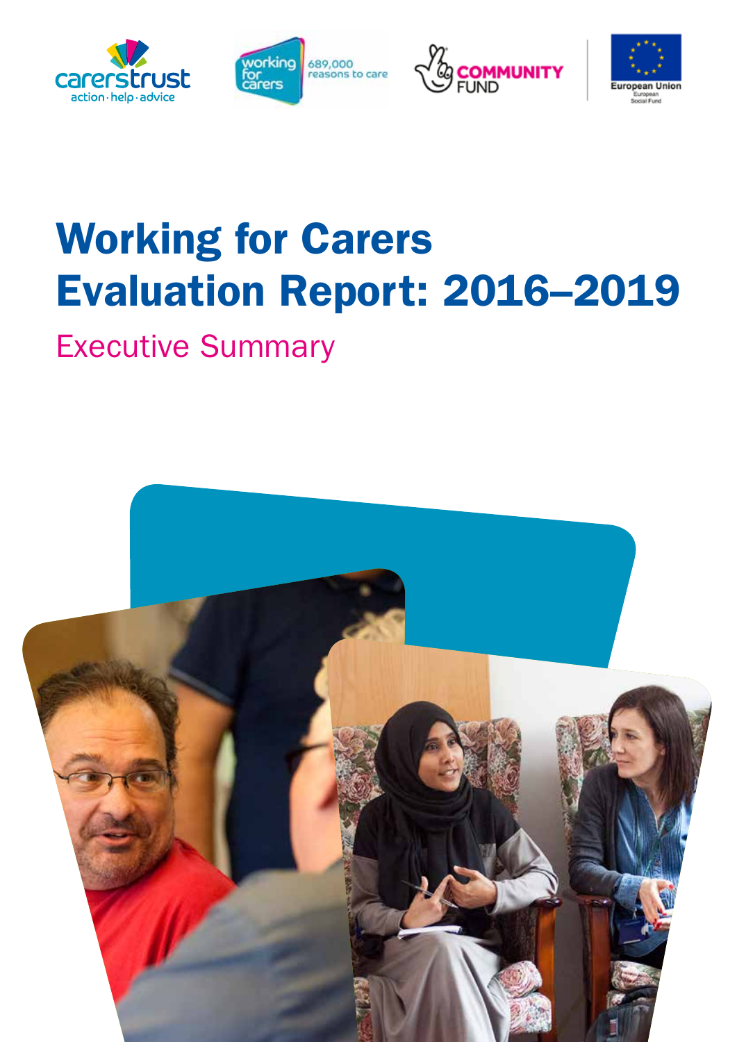# Working for Carers Evaluation Report: 2016–2019

## Executive Summary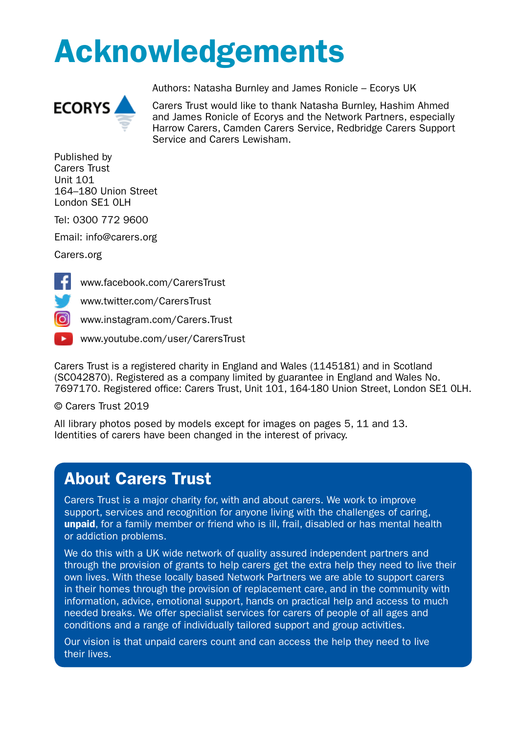# Acknowledgements

Authors: Natasha Burnley and James Ronicle – Ecorys UK

Carers Trust would like to thank Natasha Burnley, Hashim Ahmed and James Ronicle of Ecorys and the Network Partners, especially Harrow Carers, Camden Carers Service, Redbridge Carers Support Service and Carers Lewisham.

Published by
Carers Trust
Unit 101
164–180 Union Street
London SE1 0LH

Tel: 0300 772 9600

Email: info@carers.org

Carers.org

www.facebook.com/CarersTrust

www.twitter.com/CarersTrust

www.instagram.com/Carers.Trust

www.youtube.com/user/CarersTrust

Carers Trust is a registered charity in England and Wales (1145181) and in Scotland (SC042870). Registered as a company limited by guarantee in England and Wales No. 7697170. Registered office: Carers Trust, Unit 101, 164-180 Union Street, London SE1 0LH.

© Carers Trust 2019

All library photos posed by models except for images on pages 5, 11 and 13. Identities of carers have been changed in the interest of privacy.

## About Carers Trust

Carers Trust is a major charity for, with and about carers. We work to improve support, services and recognition for anyone living with the challenges of caring, **unpaid**, for a family member or friend who is ill, frail, disabled or has mental health or addiction problems.

We do this with a UK wide network of quality assured independent partners and through the provision of grants to help carers get the extra help they need to live their own lives. With these locally based Network Partners we are able to support carers in their homes through the provision of replacement care, and in the community with information, advice, emotional support, hands on practical help and access to much needed breaks. We offer specialist services for carers of people of all ages and conditions and a range of individually tailored support and group activities.

Our vision is that unpaid carers count and can access the help they need to live their lives.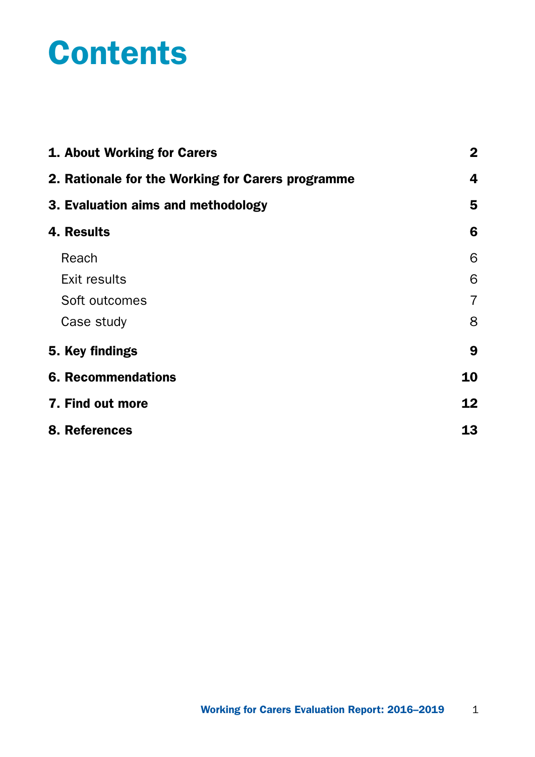# Contents

| | |
|---|---|
| **1. About Working for Carers** | **2** |
| **2. Rationale for the Working for Carers programme** | **4** |
| **3. Evaluation aims and methodology** | **5** |
| **4. Results** | **6** |
| Reach | 6 |
| Exit results | 6 |
| Soft outcomes | 7 |
| Case study | 8 |
| **5. Key findings** | **9** |
| **6. Recommendations** | **10** |
| **7. Find out more** | **12** |
| **8. References** | **13** |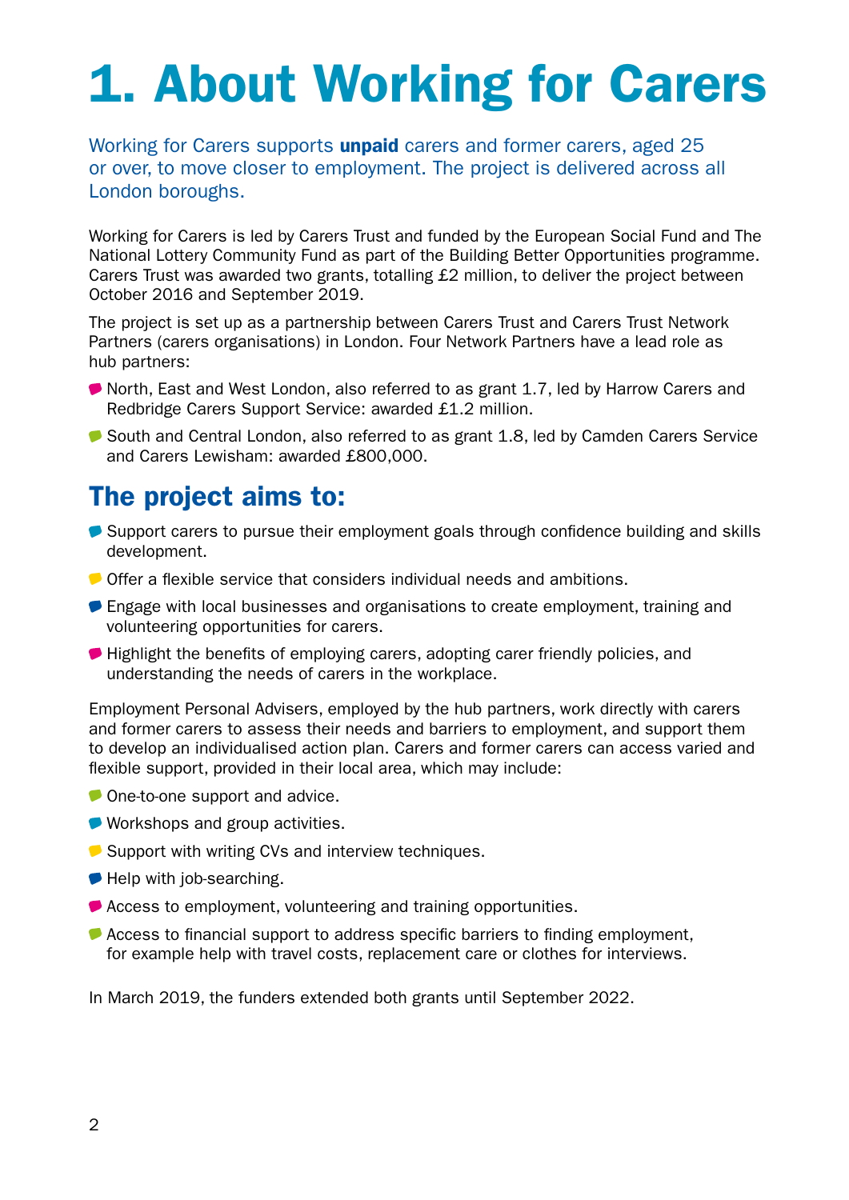# 1. About Working for Carers

Working for Carers supports **unpaid** carers and former carers, aged 25 or over, to move closer to employment. The project is delivered across all London boroughs.

Working for Carers is led by Carers Trust and funded by the European Social Fund and The National Lottery Community Fund as part of the Building Better Opportunities programme. Carers Trust was awarded two grants, totalling £2 million, to deliver the project between October 2016 and September 2019.

The project is set up as a partnership between Carers Trust and Carers Trust Network Partners (carers organisations) in London. Four Network Partners have a lead role as hub partners:

- North, East and West London, also referred to as grant 1.7, led by Harrow Carers and Redbridge Carers Support Service: awarded £1.2 million.
- South and Central London, also referred to as grant 1.8, led by Camden Carers Service and Carers Lewisham: awarded £800,000.

## The project aims to:

- Support carers to pursue their employment goals through confidence building and skills development.
- Offer a flexible service that considers individual needs and ambitions.
- Engage with local businesses and organisations to create employment, training and volunteering opportunities for carers.
- Highlight the benefits of employing carers, adopting carer friendly policies, and understanding the needs of carers in the workplace.

Employment Personal Advisers, employed by the hub partners, work directly with carers and former carers to assess their needs and barriers to employment, and support them to develop an individualised action plan. Carers and former carers can access varied and flexible support, provided in their local area, which may include:

- One-to-one support and advice.
- Workshops and group activities.
- Support with writing CVs and interview techniques.
- Help with job-searching.
- Access to employment, volunteering and training opportunities.
- Access to financial support to address specific barriers to finding employment, for example help with travel costs, replacement care or clothes for interviews.

In March 2019, the funders extended both grants until September 2022.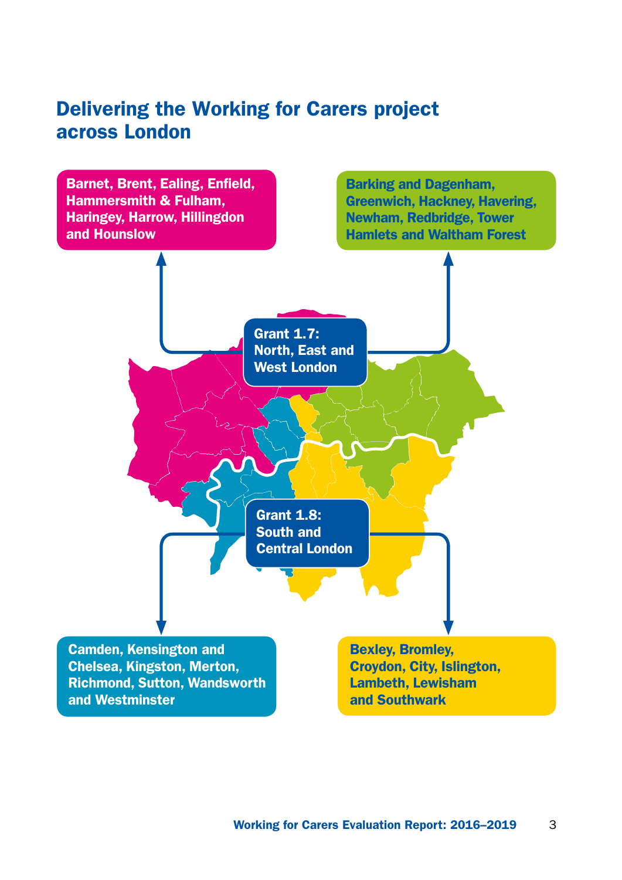# Delivering the Working for Carers project across London

**Grant 1.7: North, East and West London**

- Barnet, Brent, Ealing, Enfield, Hammersmith & Fulham, Haringey, Harrow, Hillingdon and Hounslow
- Barking and Dagenham, Greenwich, Hackney, Havering, Newham, Redbridge, Tower Hamlets and Waltham Forest

**Grant 1.8: South and Central London**

- Camden, Kensington and Chelsea, Kingston, Merton, Richmond, Sutton, Wandsworth and Westminster
- Bexley, Bromley, Croydon, City, Islington, Lambeth, Lewisham and Southwark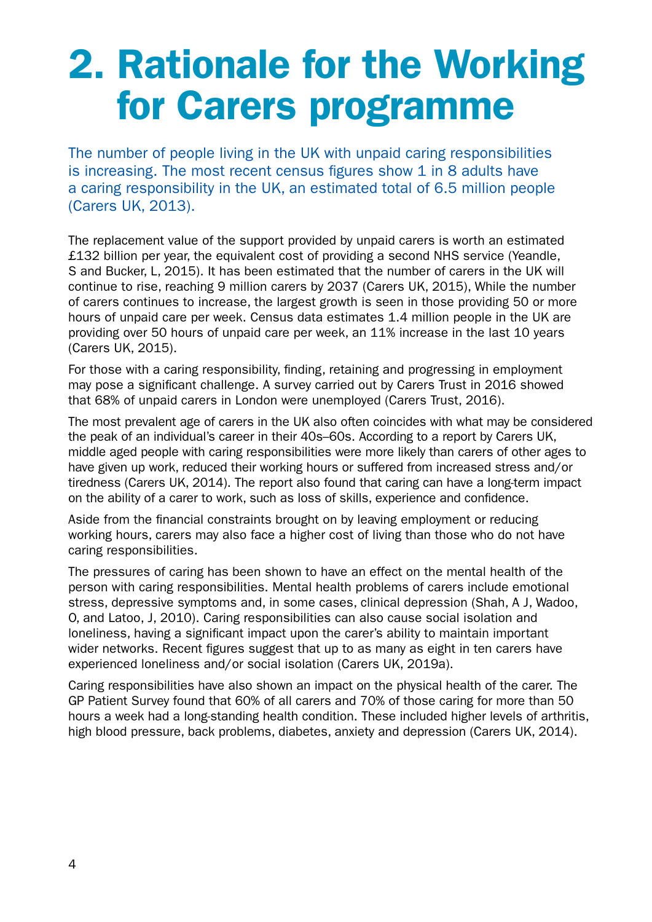# 2. Rationale for the Working for Carers programme

The number of people living in the UK with unpaid caring responsibilities is increasing. The most recent census figures show 1 in 8 adults have a caring responsibility in the UK, an estimated total of 6.5 million people (Carers UK, 2013).

The replacement value of the support provided by unpaid carers is worth an estimated £132 billion per year, the equivalent cost of providing a second NHS service (Yeandle, S and Bucker, L, 2015). It has been estimated that the number of carers in the UK will continue to rise, reaching 9 million carers by 2037 (Carers UK, 2015), While the number of carers continues to increase, the largest growth is seen in those providing 50 or more hours of unpaid care per week. Census data estimates 1.4 million people in the UK are providing over 50 hours of unpaid care per week, an 11% increase in the last 10 years (Carers UK, 2015).

For those with a caring responsibility, finding, retaining and progressing in employment may pose a significant challenge. A survey carried out by Carers Trust in 2016 showed that 68% of unpaid carers in London were unemployed (Carers Trust, 2016).

The most prevalent age of carers in the UK also often coincides with what may be considered the peak of an individual's career in their 40s–60s. According to a report by Carers UK, middle aged people with caring responsibilities were more likely than carers of other ages to have given up work, reduced their working hours or suffered from increased stress and/or tiredness (Carers UK, 2014). The report also found that caring can have a long-term impact on the ability of a carer to work, such as loss of skills, experience and confidence.

Aside from the financial constraints brought on by leaving employment or reducing working hours, carers may also face a higher cost of living than those who do not have caring responsibilities.

The pressures of caring has been shown to have an effect on the mental health of the person with caring responsibilities. Mental health problems of carers include emotional stress, depressive symptoms and, in some cases, clinical depression (Shah, A J, Wadoo, O, and Latoo, J, 2010). Caring responsibilities can also cause social isolation and loneliness, having a significant impact upon the carer's ability to maintain important wider networks. Recent figures suggest that up to as many as eight in ten carers have experienced loneliness and/or social isolation (Carers UK, 2019a).

Caring responsibilities have also shown an impact on the physical health of the carer. The GP Patient Survey found that 60% of all carers and 70% of those caring for more than 50 hours a week had a long-standing health condition. These included higher levels of arthritis, high blood pressure, back problems, diabetes, anxiety and depression (Carers UK, 2014).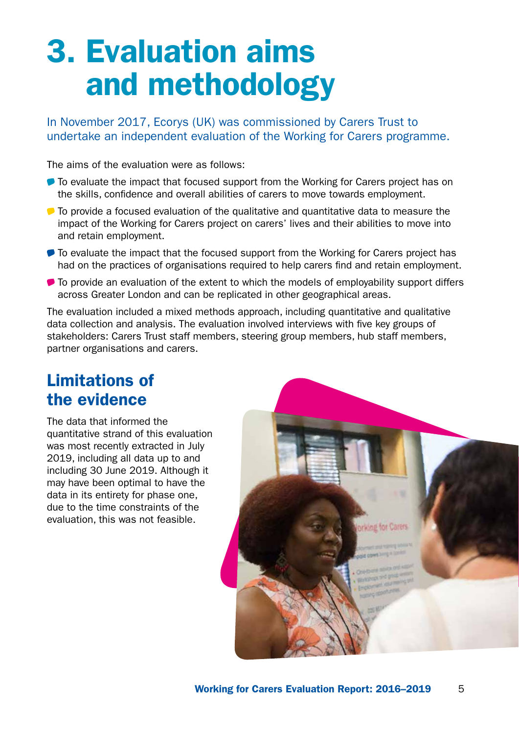# 3. Evaluation aims and methodology

In November 2017, Ecorys (UK) was commissioned by Carers Trust to undertake an independent evaluation of the Working for Carers programme.

The aims of the evaluation were as follows:

- To evaluate the impact that focused support from the Working for Carers project has on the skills, confidence and overall abilities of carers to move towards employment.
- To provide a focused evaluation of the qualitative and quantitative data to measure the impact of the Working for Carers project on carers' lives and their abilities to move into and retain employment.
- To evaluate the impact that the focused support from the Working for Carers project has had on the practices of organisations required to help carers find and retain employment.
- To provide an evaluation of the extent to which the models of employability support differs across Greater London and can be replicated in other geographical areas.

The evaluation included a mixed methods approach, including quantitative and qualitative data collection and analysis. The evaluation involved interviews with five key groups of stakeholders: Carers Trust staff members, steering group members, hub staff members, partner organisations and carers.

## Limitations of the evidence

The data that informed the quantitative strand of this evaluation was most recently extracted in July 2019, including all data up to and including 30 June 2019. Although it may have been optimal to have the data in its entirety for phase one, due to the time constraints of the evaluation, this was not feasible.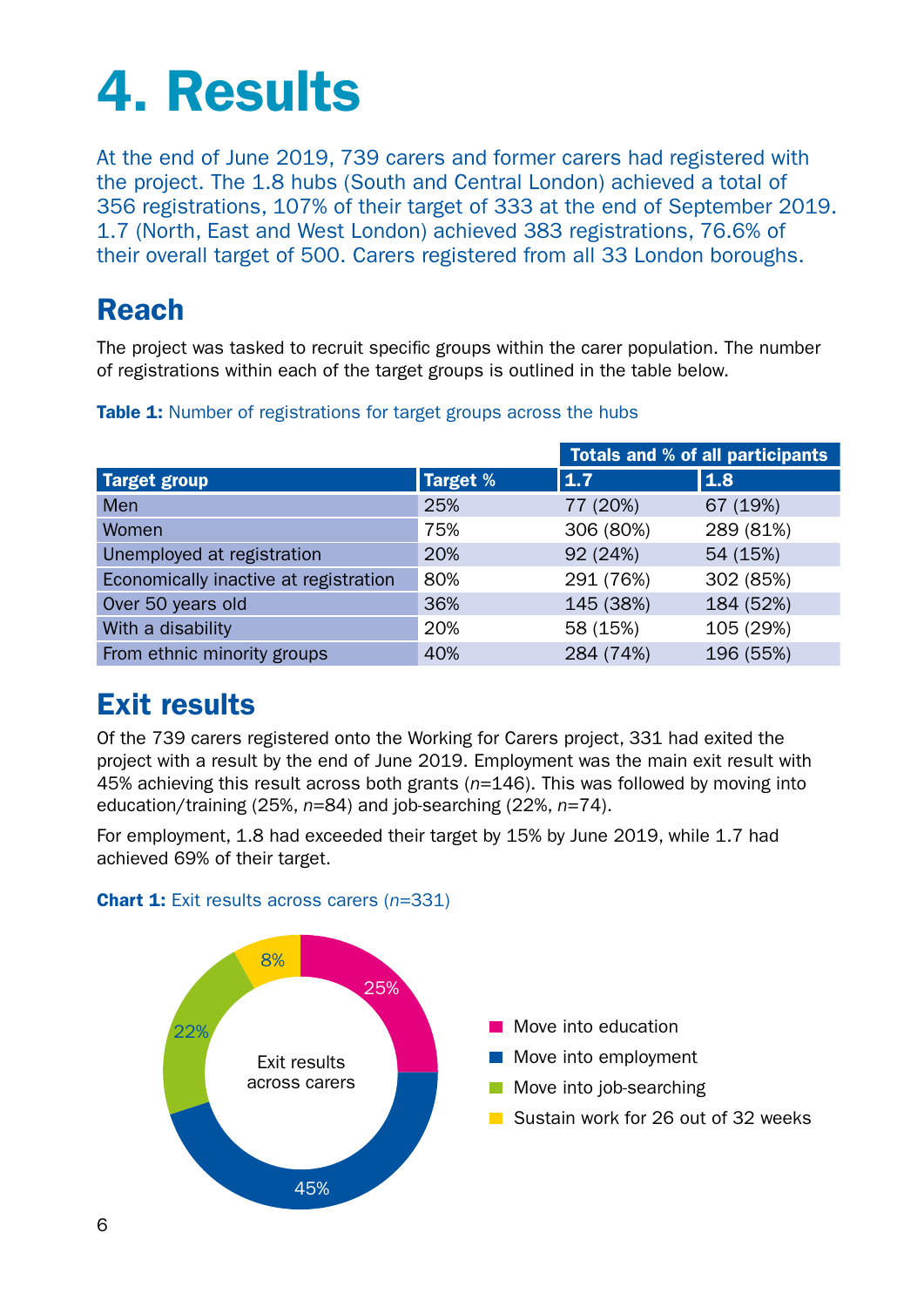# 4. Results

At the end of June 2019, 739 carers and former carers had registered with the project. The 1.8 hubs (South and Central London) achieved a total of 356 registrations, 107% of their target of 333 at the end of September 2019. 1.7 (North, East and West London) achieved 383 registrations, 76.6% of their overall target of 500. Carers registered from all 33 London boroughs.

## Reach

The project was tasked to recruit specific groups within the carer population. The number of registrations within each of the target groups is outlined in the table below.

**Table 1:** Number of registrations for target groups across the hubs

| | | Totals and % of all participants | |
|---|---|---|---|
| **Target group** | **Target %** | **1.7** | **1.8** |
| Men | 25% | 77 (20%) | 67 (19%) |
| Women | 75% | 306 (80%) | 289 (81%) |
| Unemployed at registration | 20% | 92 (24%) | 54 (15%) |
| Economically inactive at registration | 80% | 291 (76%) | 302 (85%) |
| Over 50 years old | 36% | 145 (38%) | 184 (52%) |
| With a disability | 20% | 58 (15%) | 105 (29%) |
| From ethnic minority groups | 40% | 284 (74%) | 196 (55%) |

## Exit results

Of the 739 carers registered onto the Working for Carers project, 331 had exited the project with a result by the end of June 2019. Employment was the main exit result with 45% achieving this result across both grants (*n*=146). This was followed by moving into education/training (25%, *n*=84) and job-searching (22%, *n*=74).

For employment, 1.8 had exceeded their target by 15% by June 2019, while 1.7 had achieved 69% of their target.

**Chart 1:** Exit results across carers (*n*=331)

Exit results across carers

- Move into education: 25%
- Move into employment: 45%
- Move into job-searching: 22%
- Sustain work for 26 out of 32 weeks: 8%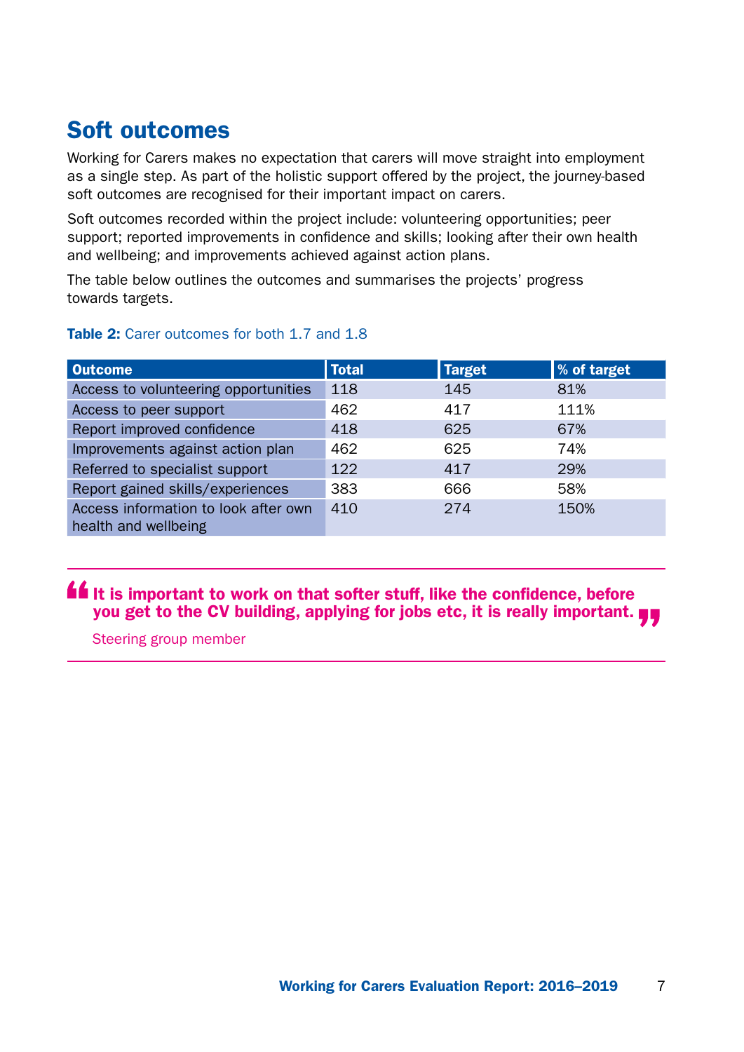## Soft outcomes

Working for Carers makes no expectation that carers will move straight into employment as a single step. As part of the holistic support offered by the project, the journey-based soft outcomes are recognised for their important impact on carers.

Soft outcomes recorded within the project include: volunteering opportunities; peer support; reported improvements in confidence and skills; looking after their own health and wellbeing; and improvements achieved against action plans.

The table below outlines the outcomes and summarises the projects' progress towards targets.

**Table 2:** Carer outcomes for both 1.7 and 1.8

| Outcome | Total | Target | % of target |
|---|---|---|---|
| Access to volunteering opportunities | 118 | 145 | 81% |
| Access to peer support | 462 | 417 | 111% |
| Report improved confidence | 418 | 625 | 67% |
| Improvements against action plan | 462 | 625 | 74% |
| Referred to specialist support | 122 | 417 | 29% |
| Report gained skills/experiences | 383 | 666 | 58% |
| Access information to look after own health and wellbeing | 410 | 274 | 150% |

> **"It is important to work on that softer stuff, like the confidence, before you get to the CV building, applying for jobs etc, it is really important."**
>
> Steering group member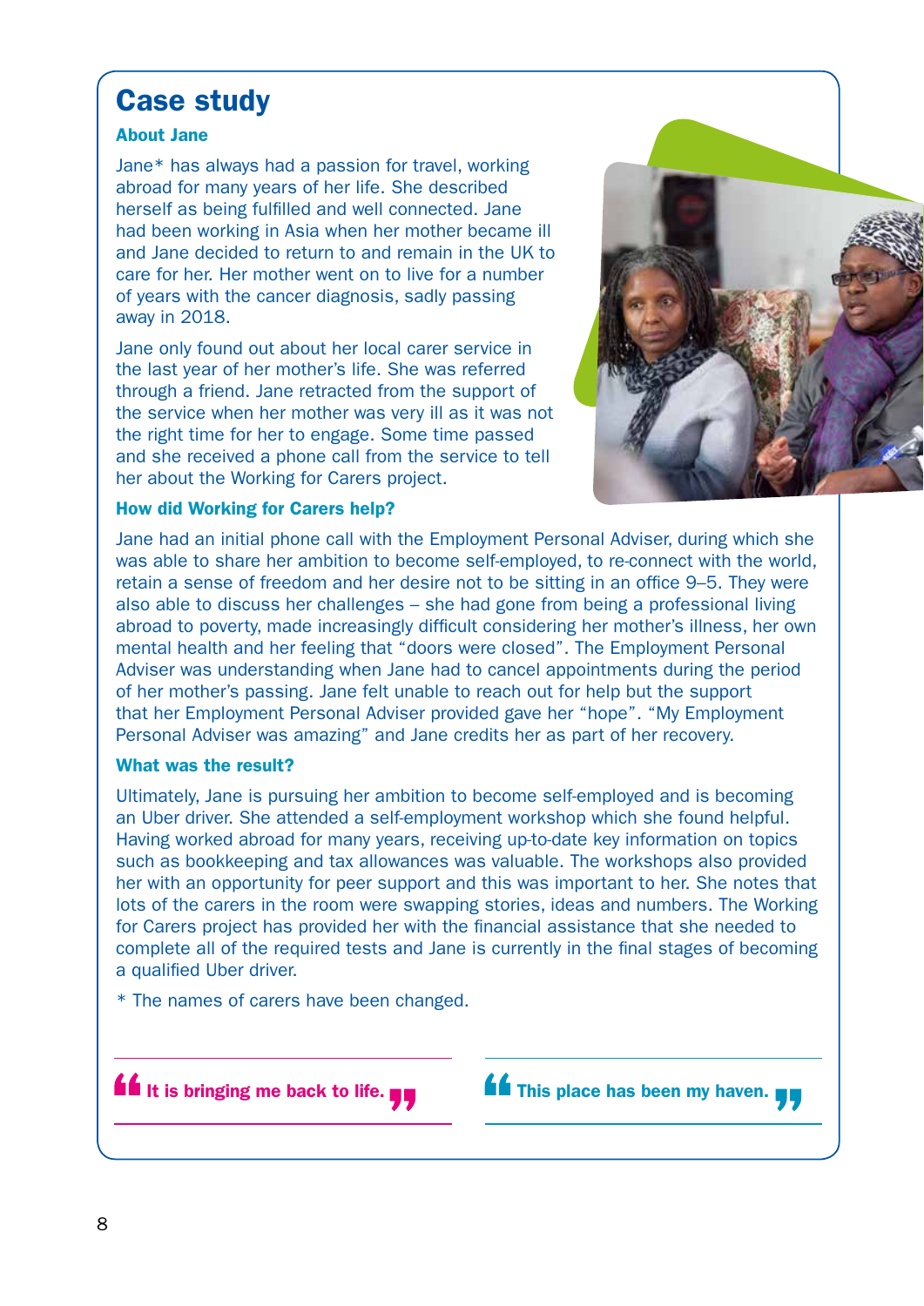## Case study

### About Jane

Jane* has always had a passion for travel, working abroad for many years of her life. She described herself as being fulfilled and well connected. Jane had been working in Asia when her mother became ill and Jane decided to return to and remain in the UK to care for her. Her mother went on to live for a number of years with the cancer diagnosis, sadly passing away in 2018.

Jane only found out about her local carer service in the last year of her mother's life. She was referred through a friend. Jane retracted from the support of the service when her mother was very ill as it was not the right time for her to engage. Some time passed and she received a phone call from the service to tell her about the Working for Carers project.

### How did Working for Carers help?

Jane had an initial phone call with the Employment Personal Adviser, during which she was able to share her ambition to become self-employed, to re-connect with the world, retain a sense of freedom and her desire not to be sitting in an office 9–5. They were also able to discuss her challenges – she had gone from being a professional living abroad to poverty, made increasingly difficult considering her mother's illness, her own mental health and her feeling that "doors were closed". The Employment Personal Adviser was understanding when Jane had to cancel appointments during the period of her mother's passing. Jane felt unable to reach out for help but the support that her Employment Personal Adviser provided gave her "hope". "My Employment Personal Adviser was amazing" and Jane credits her as part of her recovery.

### What was the result?

Ultimately, Jane is pursuing her ambition to become self-employed and is becoming an Uber driver. She attended a self-employment workshop which she found helpful. Having worked abroad for many years, receiving up-to-date key information on topics such as bookkeeping and tax allowances was valuable. The workshops also provided her with an opportunity for peer support and this was important to her. She notes that lots of the carers in the room were swapping stories, ideas and numbers. The Working for Carers project has provided her with the financial assistance that she needed to complete all of the required tests and Jane is currently in the final stages of becoming a qualified Uber driver.

* The names of carers have been changed.

> **"It is bringing me back to life."**

> **"This place has been my haven."**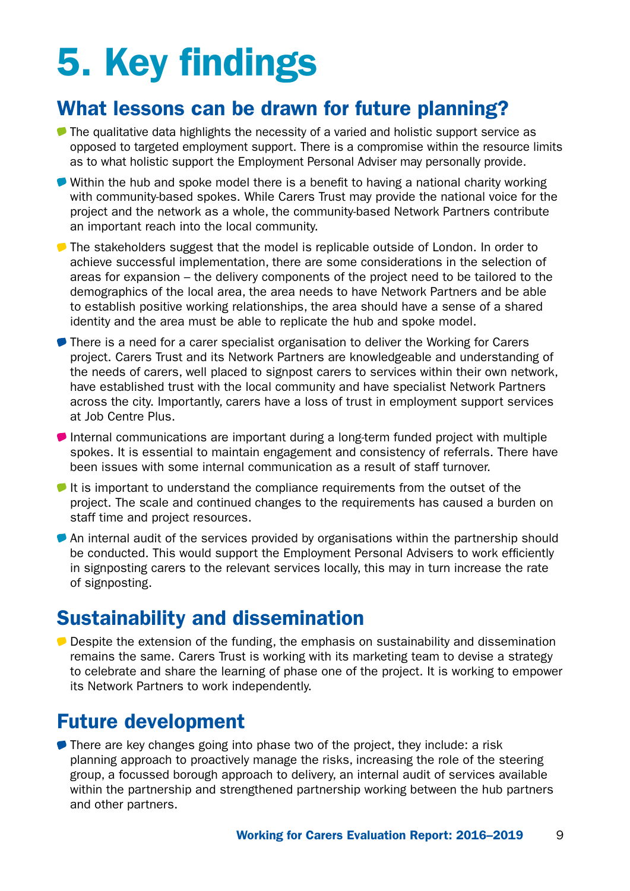# 5. Key findings

## What lessons can be drawn for future planning?

- The qualitative data highlights the necessity of a varied and holistic support service as opposed to targeted employment support. There is a compromise within the resource limits as to what holistic support the Employment Personal Adviser may personally provide.
- Within the hub and spoke model there is a benefit to having a national charity working with community-based spokes. While Carers Trust may provide the national voice for the project and the network as a whole, the community-based Network Partners contribute an important reach into the local community.
- The stakeholders suggest that the model is replicable outside of London. In order to achieve successful implementation, there are some considerations in the selection of areas for expansion – the delivery components of the project need to be tailored to the demographics of the local area, the area needs to have Network Partners and be able to establish positive working relationships, the area should have a sense of a shared identity and the area must be able to replicate the hub and spoke model.
- There is a need for a carer specialist organisation to deliver the Working for Carers project. Carers Trust and its Network Partners are knowledgeable and understanding of the needs of carers, well placed to signpost carers to services within their own network, have established trust with the local community and have specialist Network Partners across the city. Importantly, carers have a loss of trust in employment support services at Job Centre Plus.
- Internal communications are important during a long-term funded project with multiple spokes. It is essential to maintain engagement and consistency of referrals. There have been issues with some internal communication as a result of staff turnover.
- It is important to understand the compliance requirements from the outset of the project. The scale and continued changes to the requirements has caused a burden on staff time and project resources.
- An internal audit of the services provided by organisations within the partnership should be conducted. This would support the Employment Personal Advisers to work efficiently in signposting carers to the relevant services locally, this may in turn increase the rate of signposting.

## Sustainability and dissemination

- Despite the extension of the funding, the emphasis on sustainability and dissemination remains the same. Carers Trust is working with its marketing team to devise a strategy to celebrate and share the learning of phase one of the project. It is working to empower its Network Partners to work independently.

## Future development

- There are key changes going into phase two of the project, they include: a risk planning approach to proactively manage the risks, increasing the role of the steering group, a focussed borough approach to delivery, an internal audit of services available within the partnership and strengthened partnership working between the hub partners and other partners.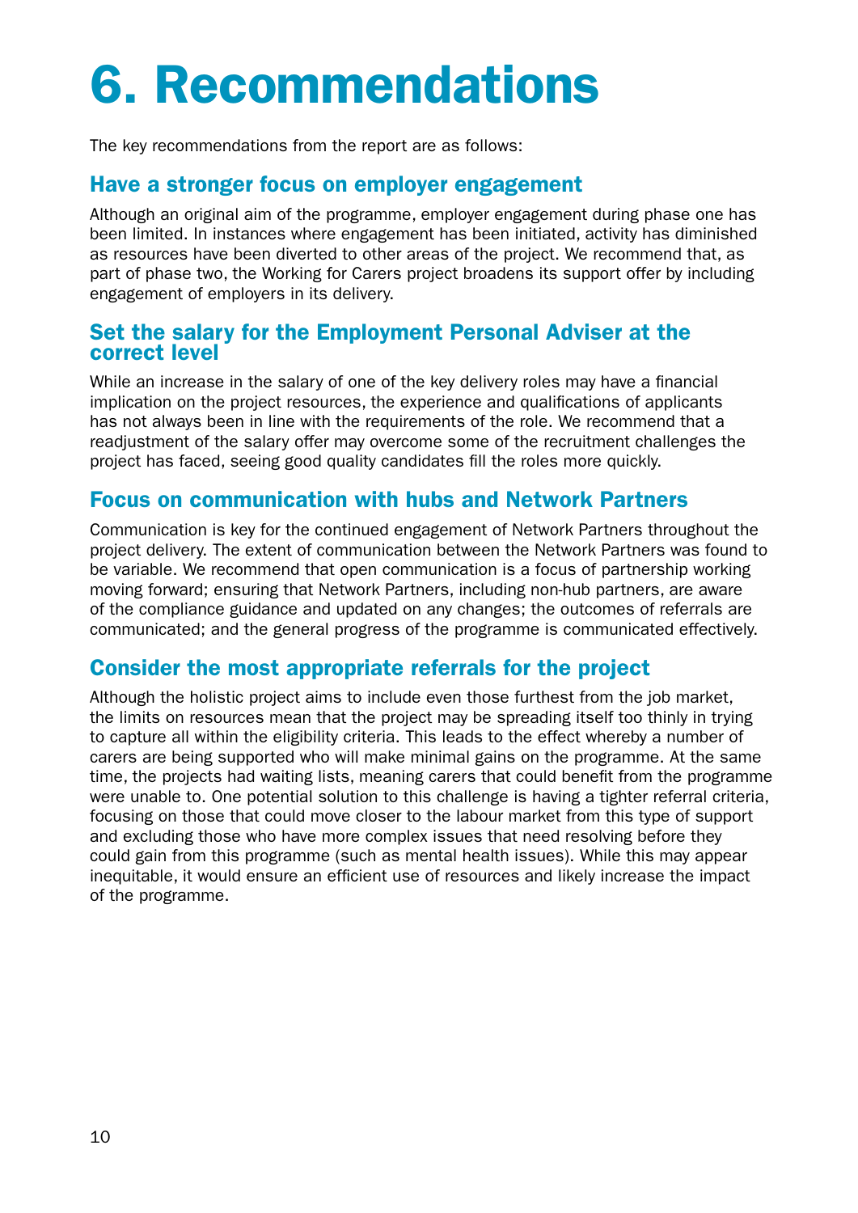# 6. Recommendations

The key recommendations from the report are as follows:

## Have a stronger focus on employer engagement

Although an original aim of the programme, employer engagement during phase one has been limited. In instances where engagement has been initiated, activity has diminished as resources have been diverted to other areas of the project. We recommend that, as part of phase two, the Working for Carers project broadens its support offer by including engagement of employers in its delivery.

## Set the salary for the Employment Personal Adviser at the correct level

While an increase in the salary of one of the key delivery roles may have a financial implication on the project resources, the experience and qualifications of applicants has not always been in line with the requirements of the role. We recommend that a readjustment of the salary offer may overcome some of the recruitment challenges the project has faced, seeing good quality candidates fill the roles more quickly.

## Focus on communication with hubs and Network Partners

Communication is key for the continued engagement of Network Partners throughout the project delivery. The extent of communication between the Network Partners was found to be variable. We recommend that open communication is a focus of partnership working moving forward; ensuring that Network Partners, including non-hub partners, are aware of the compliance guidance and updated on any changes; the outcomes of referrals are communicated; and the general progress of the programme is communicated effectively.

## Consider the most appropriate referrals for the project

Although the holistic project aims to include even those furthest from the job market, the limits on resources mean that the project may be spreading itself too thinly in trying to capture all within the eligibility criteria. This leads to the effect whereby a number of carers are being supported who will make minimal gains on the programme. At the same time, the projects had waiting lists, meaning carers that could benefit from the programme were unable to. One potential solution to this challenge is having a tighter referral criteria, focusing on those that could move closer to the labour market from this type of support and excluding those who have more complex issues that need resolving before they could gain from this programme (such as mental health issues). While this may appear inequitable, it would ensure an efficient use of resources and likely increase the impact of the programme.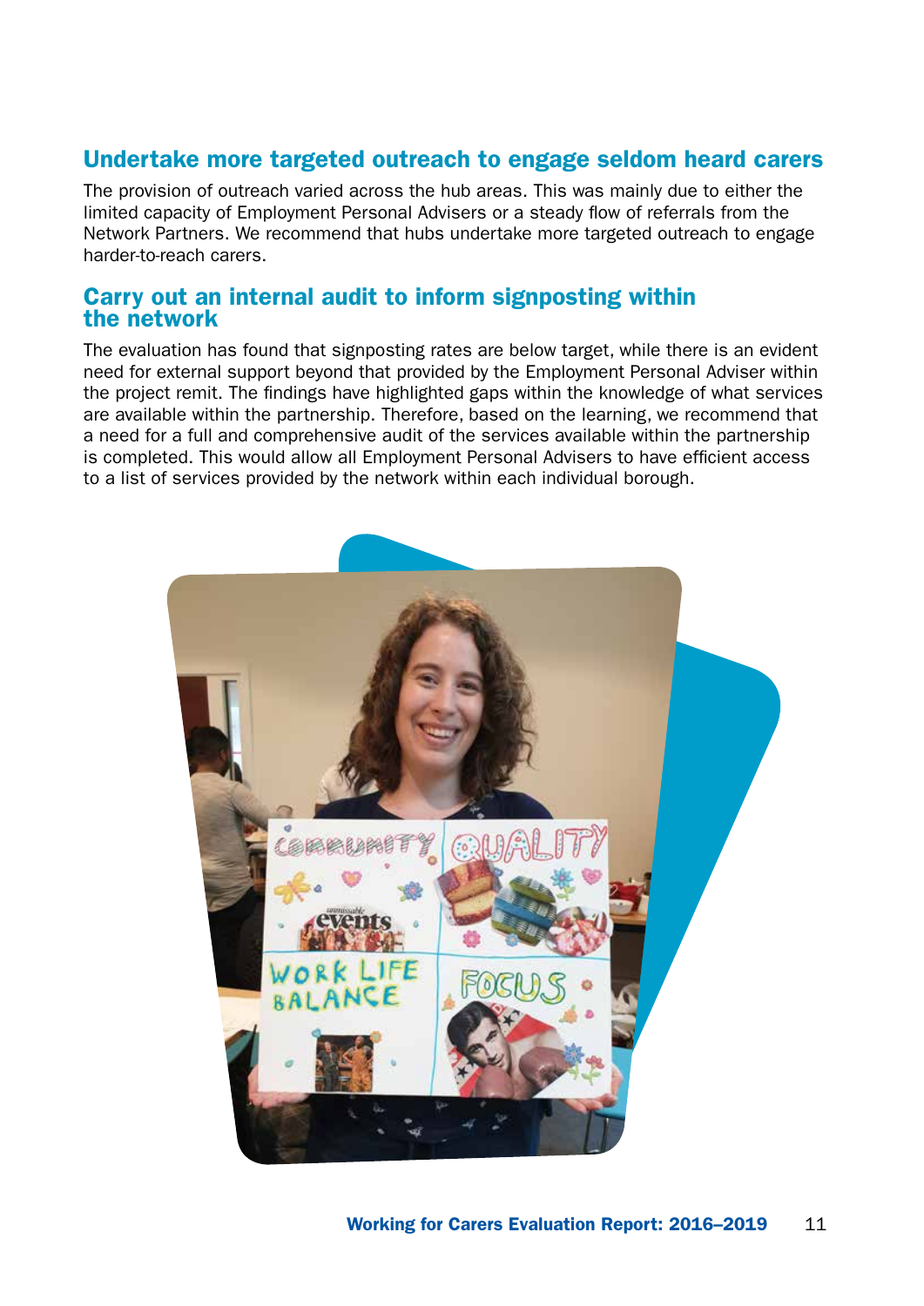## Undertake more targeted outreach to engage seldom heard carers

The provision of outreach varied across the hub areas. This was mainly due to either the limited capacity of Employment Personal Advisers or a steady flow of referrals from the Network Partners. We recommend that hubs undertake more targeted outreach to engage harder-to-reach carers.

## Carry out an internal audit to inform signposting within the network

The evaluation has found that signposting rates are below target, while there is an evident need for external support beyond that provided by the Employment Personal Adviser within the project remit. The findings have highlighted gaps within the knowledge of what services are available within the partnership. Therefore, based on the learning, we recommend that a need for a full and comprehensive audit of the services available within the partnership is completed. This would allow all Employment Personal Advisers to have efficient access to a list of services provided by the network within each individual borough.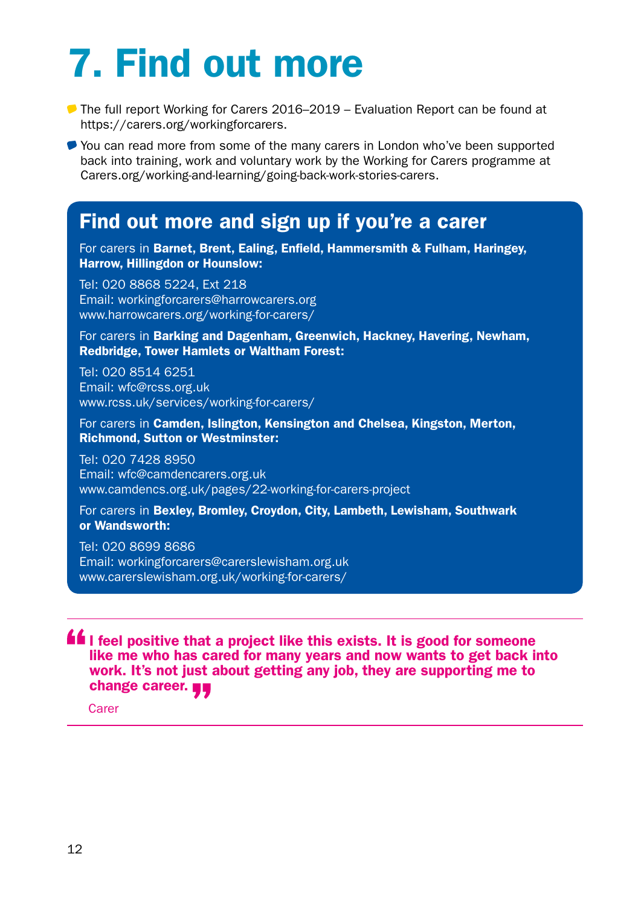# 7. Find out more

- The full report Working for Carers 2016–2019 – Evaluation Report can be found at https://carers.org/workingforcarers.
- You can read more from some of the many carers in London who've been supported back into training, work and voluntary work by the Working for Carers programme at Carers.org/working-and-learning/going-back-work-stories-carers.

## Find out more and sign up if you're a carer

For carers in **Barnet, Brent, Ealing, Enfield, Hammersmith & Fulham, Haringey, Harrow, Hillingdon or Hounslow:**

Tel: 020 8868 5224, Ext 218
Email: workingforcarers@harrowcarers.org
www.harrowcarers.org/working-for-carers/

For carers in **Barking and Dagenham, Greenwich, Hackney, Havering, Newham, Redbridge, Tower Hamlets or Waltham Forest:**

Tel: 020 8514 6251
Email: wfc@rcss.org.uk
www.rcss.uk/services/working-for-carers/

For carers in **Camden, Islington, Kensington and Chelsea, Kingston, Merton, Richmond, Sutton or Westminster:**

Tel: 020 7428 8950
Email: wfc@camdencarers.org.uk
www.camdencs.org.uk/pages/22-working-for-carers-project

For carers in **Bexley, Bromley, Croydon, City, Lambeth, Lewisham, Southwark or Wandsworth:**

Tel: 020 8699 8686
Email: workingforcarers@carerslewisham.org.uk
www.carerslewisham.org.uk/working-for-carers/

---

> **"I feel positive that a project like this exists. It is good for someone like me who has cared for many years and now wants to get back into work. It's not just about getting any job, they are supporting me to change career."**
>
> Carer

---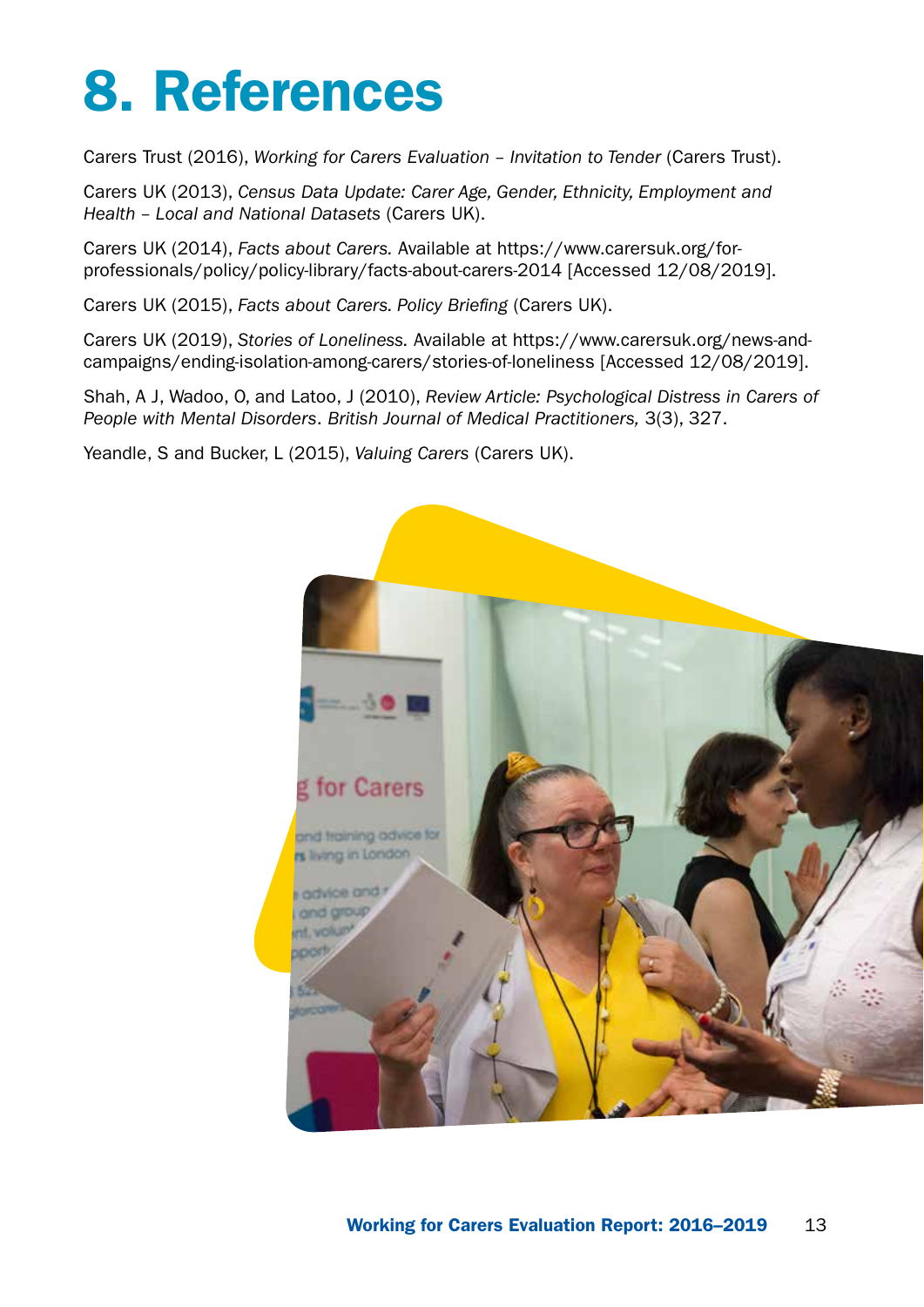# 8. References

Carers Trust (2016), *Working for Carers Evaluation – Invitation to Tender* (Carers Trust).

Carers UK (2013), *Census Data Update: Carer Age, Gender, Ethnicity, Employment and Health – Local and National Datasets* (Carers UK).

Carers UK (2014), *Facts about Carers.* Available at https://www.carersuk.org/for-professionals/policy/policy-library/facts-about-carers-2014 [Accessed 12/08/2019].

Carers UK (2015), *Facts about Carers. Policy Briefing* (Carers UK).

Carers UK (2019), *Stories of Loneliness.* Available at https://www.carersuk.org/news-and-campaigns/ending-isolation-among-carers/stories-of-loneliness [Accessed 12/08/2019].

Shah, A J, Wadoo, O, and Latoo, J (2010), *Review Article: Psychological Distress in Carers of People with Mental Disorders*. *British Journal of Medical Practitioners,* 3(3), 327.

Yeandle, S and Bucker, L (2015), *Valuing Carers* (Carers UK).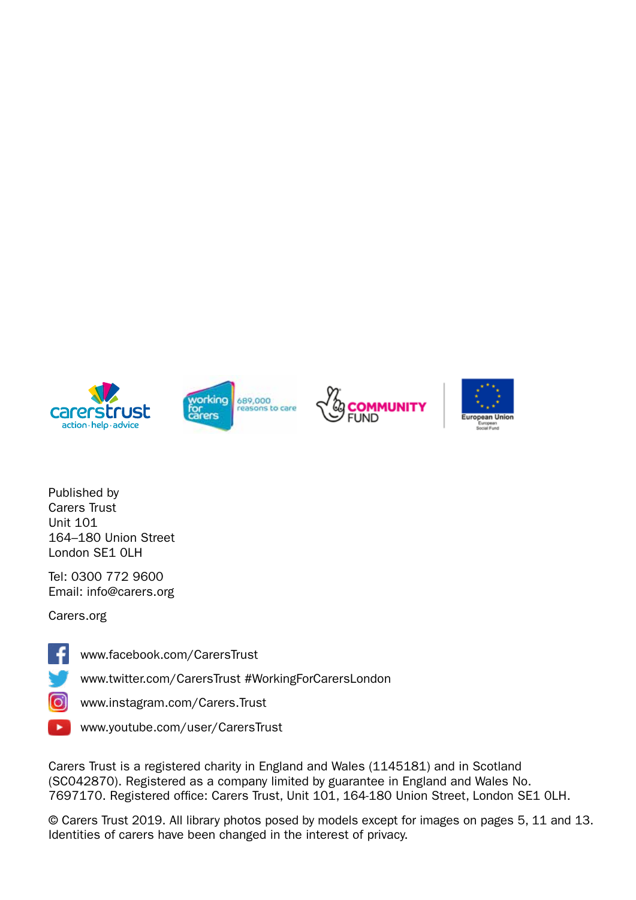Published by
Carers Trust
Unit 101
164–180 Union Street
London SE1 0LH

Tel: 0300 772 9600
Email: info@carers.org

Carers.org

www.facebook.com/CarersTrust

www.twitter.com/CarersTrust #WorkingForCarersLondon

www.instagram.com/Carers.Trust

www.youtube.com/user/CarersTrust

Carers Trust is a registered charity in England and Wales (1145181) and in Scotland (SC042870). Registered as a company limited by guarantee in England and Wales No. 7697170. Registered office: Carers Trust, Unit 101, 164-180 Union Street, London SE1 0LH.

© Carers Trust 2019. All library photos posed by models except for images on pages 5, 11 and 13. Identities of carers have been changed in the interest of privacy.